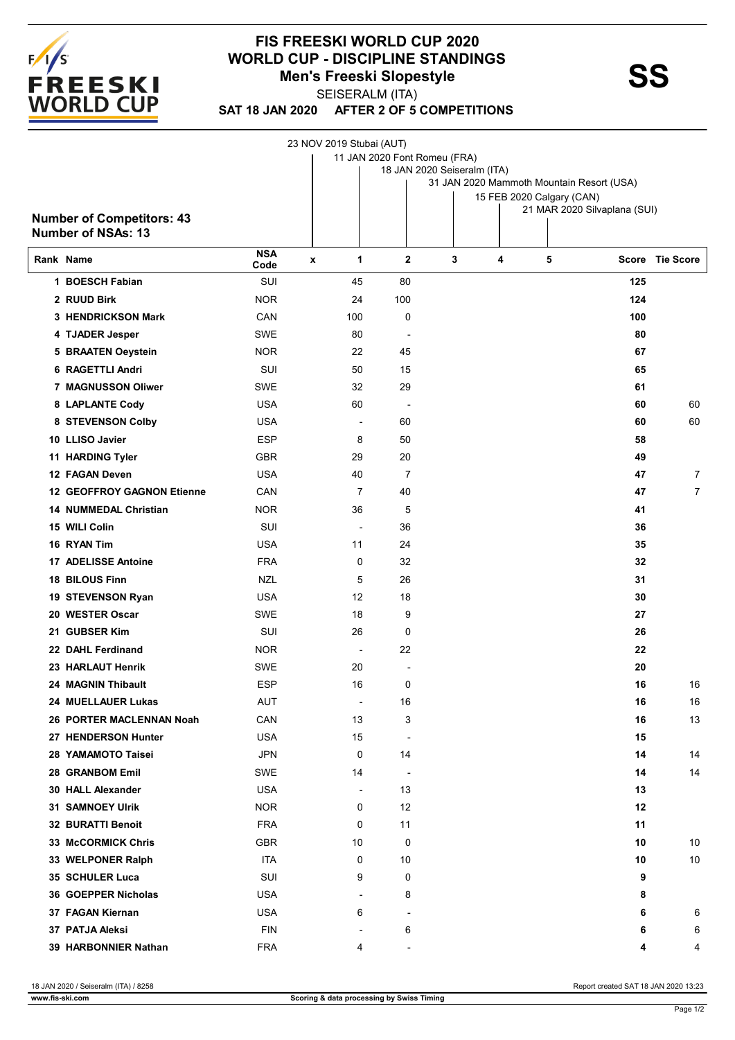# FIS FREESKI WORLD CUP 2020
## WORLD CUP - DISCIPLINE STANDINGS
### Men's Freeski Slopestyle

**SS**

SEISERALM (ITA)

**SAT 18 JAN 2020 AFTER 2 OF 5 COMPETITIONS**

- x: 23 NOV 2019 Stubai (AUT)
- 1: 11 JAN 2020 Font Romeu (FRA)
- 2: 18 JAN 2020 Seiseralm (ITA)
- 3: 31 JAN 2020 Mammoth Mountain Resort (USA)
- 4: 15 FEB 2020 Calgary (CAN)
- 5: 21 MAR 2020 Silvaplana (SUI)

**Number of Competitors: 43**
**Number of NSAs: 13**

| Rank | Name | NSA Code | x | 1 | 2 | 3 | 4 | 5 | Score | Tie Score |
|---|---|---|---|---|---|---|---|---|---|---|
| 1 | BOESCH Fabian | SUI | | 45 | 80 | | | | **125** | |
| 2 | RUUD Birk | NOR | | 24 | 100 | | | | **124** | |
| 3 | HENDRICKSON Mark | CAN | | 100 | 0 | | | | **100** | |
| 4 | TJADER Jesper | SWE | | 80 | - | | | | **80** | |
| 5 | BRAATEN Oeystein | NOR | | 22 | 45 | | | | **67** | |
| 6 | RAGETTLI Andri | SUI | | 50 | 15 | | | | **65** | |
| 7 | MAGNUSSON Oliwer | SWE | | 32 | 29 | | | | **61** | |
| 8 | LAPLANTE Cody | USA | | 60 | - | | | | **60** | 60 |
| 8 | STEVENSON Colby | USA | | - | 60 | | | | **60** | 60 |
| 10 | LLISO Javier | ESP | | 8 | 50 | | | | **58** | |
| 11 | HARDING Tyler | GBR | | 29 | 20 | | | | **49** | |
| 12 | FAGAN Deven | USA | | 40 | 7 | | | | **47** | 7 |
| 12 | GEOFFROY GAGNON Etienne | CAN | | 7 | 40 | | | | **47** | 7 |
| 14 | NUMMEDAL Christian | NOR | | 36 | 5 | | | | **41** | |
| 15 | WILI Colin | SUI | | - | 36 | | | | **36** | |
| 16 | RYAN Tim | USA | | 11 | 24 | | | | **35** | |
| 17 | ADELISSE Antoine | FRA | | 0 | 32 | | | | **32** | |
| 18 | BILOUS Finn | NZL | | 5 | 26 | | | | **31** | |
| 19 | STEVENSON Ryan | USA | | 12 | 18 | | | | **30** | |
| 20 | WESTER Oscar | SWE | | 18 | 9 | | | | **27** | |
| 21 | GUBSER Kim | SUI | | 26 | 0 | | | | **26** | |
| 22 | DAHL Ferdinand | NOR | | - | 22 | | | | **22** | |
| 23 | HARLAUT Henrik | SWE | | 20 | - | | | | **20** | |
| 24 | MAGNIN Thibault | ESP | | 16 | 0 | | | | **16** | 16 |
| 24 | MUELLAUER Lukas | AUT | | - | 16 | | | | **16** | 16 |
| 26 | PORTER MACLENNAN Noah | CAN | | 13 | 3 | | | | **16** | 13 |
| 27 | HENDERSON Hunter | USA | | 15 | - | | | | **15** | |
| 28 | YAMAMOTO Taisei | JPN | | 0 | 14 | | | | **14** | 14 |
| 28 | GRANBOM Emil | SWE | | 14 | - | | | | **14** | 14 |
| 30 | HALL Alexander | USA | | - | 13 | | | | **13** | |
| 31 | SAMNOEY Ulrik | NOR | | 0 | 12 | | | | **12** | |
| 32 | BURATTI Benoit | FRA | | 0 | 11 | | | | **11** | |
| 33 | McCORMICK Chris | GBR | | 10 | 0 | | | | **10** | 10 |
| 33 | WELPONER Ralph | ITA | | 0 | 10 | | | | **10** | 10 |
| 35 | SCHULER Luca | SUI | | 9 | 0 | | | | **9** | |
| 36 | GOEPPER Nicholas | USA | | - | 8 | | | | **8** | |
| 37 | FAGAN Kiernan | USA | | 6 | - | | | | **6** | 6 |
| 37 | PATJA Aleksi | FIN | | - | 6 | | | | **6** | 6 |
| 39 | HARBONNIER Nathan | FRA | | 4 | - | | | | **4** | 4 |

18 JAN 2020 / Seiseralm (ITA) / 8258 — Report created SAT 18 JAN 2020 13:23

www.fis-ski.com — Scoring & data processing by Swiss Timing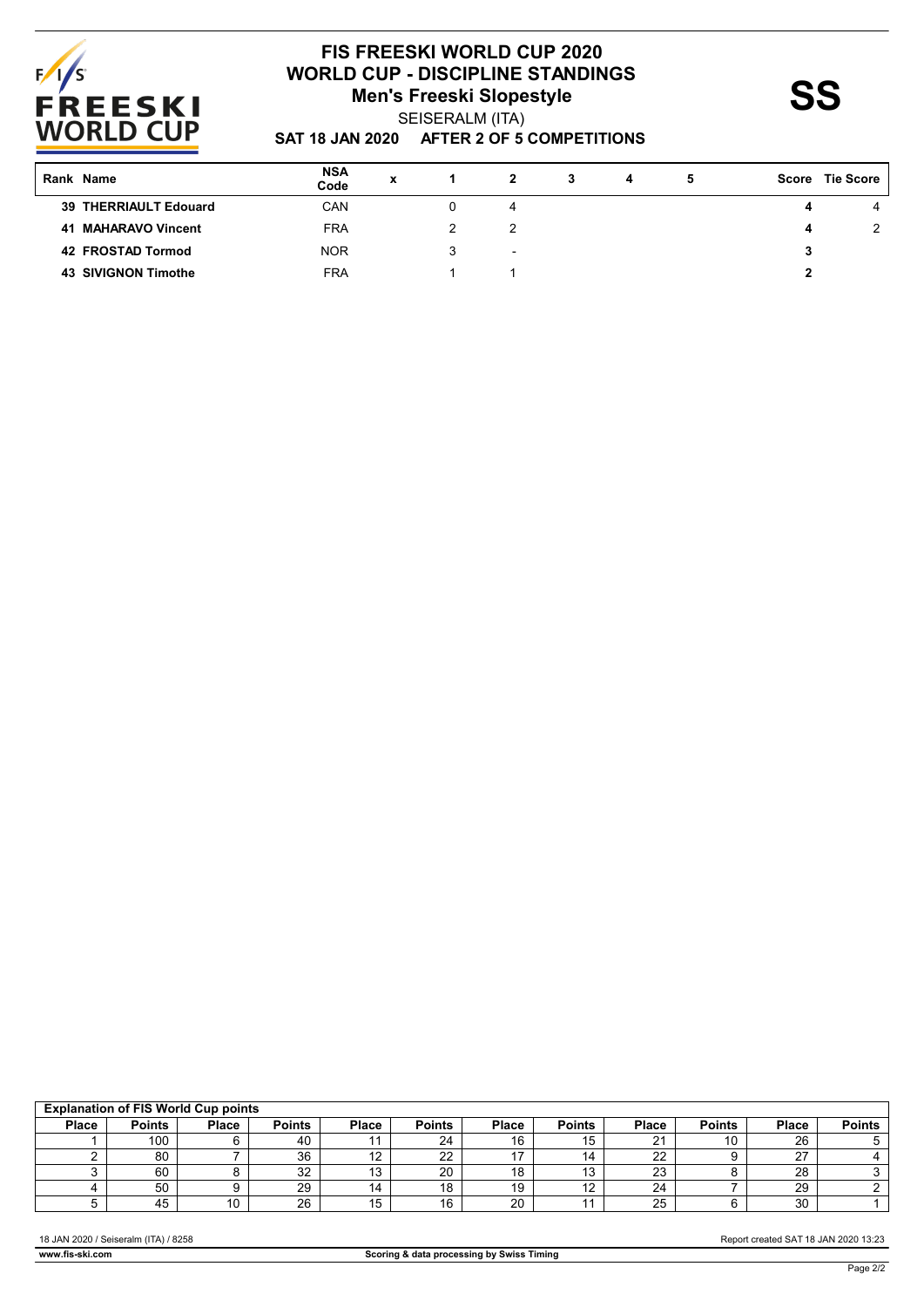# FIS FREESKI WORLD CUP 2020
## WORLD CUP - DISCIPLINE STANDINGS
### Men's Freeski Slopestyle

**SS**

SEISERALM (ITA)

**SAT 18 JAN 2020 AFTER 2 OF 5 COMPETITIONS**

| Rank | Name | NSA Code | x | 1 | 2 | 3 | 4 | 5 | Score | Tie Score |
|---|---|---|---|---|---|---|---|---|---|---|
| 39 | THERRIAULT Edouard | CAN | | 0 | 4 | | | | 4 | 4 |
| 41 | MAHARAVO Vincent | FRA | | 2 | 2 | | | | 4 | 2 |
| 42 | FROSTAD Tormod | NOR | | 3 | - | | | | 3 | |
| 43 | SIVIGNON Timothe | FRA | | 1 | 1 | | | | 2 | |

**Explanation of FIS World Cup points**

| Place | Points | Place | Points | Place | Points | Place | Points | Place | Points | Place | Points |
|---|---|---|---|---|---|---|---|---|---|---|---|
| 1 | 100 | 6 | 40 | 11 | 24 | 16 | 15 | 21 | 10 | 26 | 5 |
| 2 | 80 | 7 | 36 | 12 | 22 | 17 | 14 | 22 | 9 | 27 | 4 |
| 3 | 60 | 8 | 32 | 13 | 20 | 18 | 13 | 23 | 8 | 28 | 3 |
| 4 | 50 | 9 | 29 | 14 | 18 | 19 | 12 | 24 | 7 | 29 | 2 |
| 5 | 45 | 10 | 26 | 15 | 16 | 20 | 11 | 25 | 6 | 30 | 1 |

18 JAN 2020 / Seiseralm (ITA) / 8258

Report created SAT 18 JAN 2020 13:23

www.fis-ski.com

Scoring & data processing by Swiss Timing